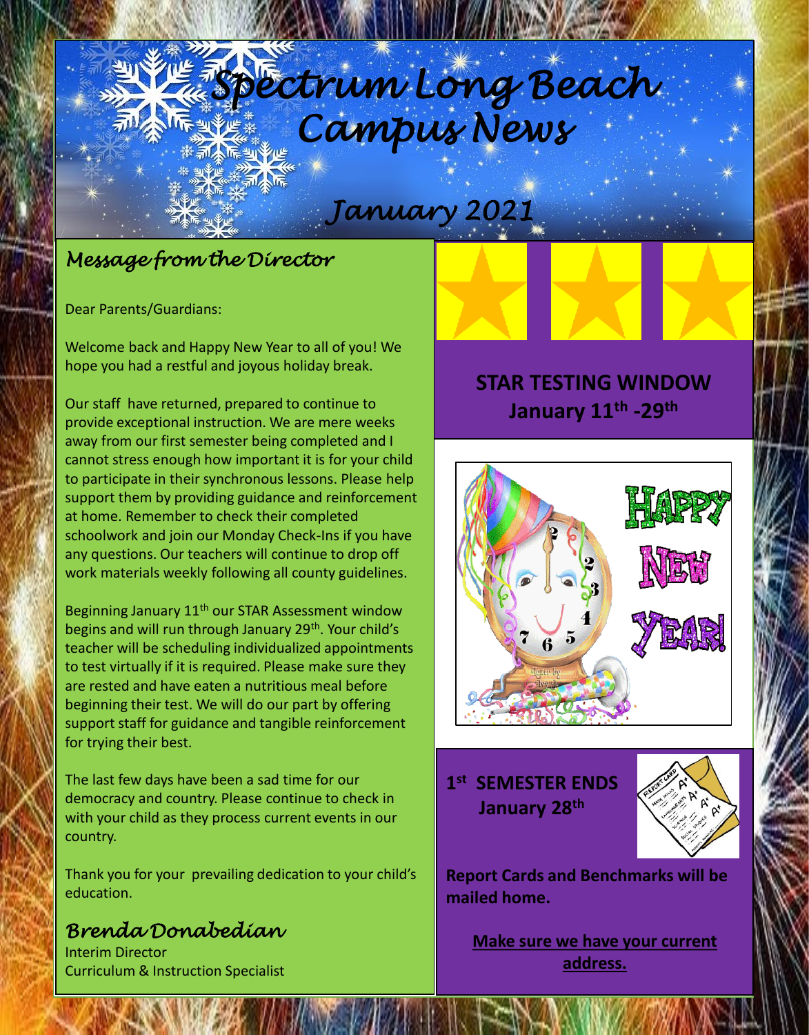# Spectrum Long Beach Campus News

## January 2021

### Message from the Director

Dear Parents/Guardians:

Welcome back and Happy New Year to all of you! We hope you had a restful and joyous holiday break.

Our staff have returned, prepared to continue to provide exceptional instruction. We are mere weeks away from our first semester being completed and I cannot stress enough how important it is for your child to participate in their synchronous lessons. Please help support them by providing guidance and reinforcement at home. Remember to check their completed schoolwork and join our Monday Check-Ins if you have any questions. Our teachers will continue to drop off work materials weekly following all county guidelines.

Beginning January 11th our STAR Assessment window begins and will run through January 29th. Your child's teacher will be scheduling individualized appointments to test virtually if it is required. Please make sure they are rested and have eaten a nutritious meal before beginning their test. We will do our part by offering support staff for guidance and tangible reinforcement for trying their best.

The last few days have been a sad time for our democracy and country. Please continue to check in with your child as they process current events in our country.

Thank you for your prevailing dedication to your child's education.

*Brenda Donabedian*
Interim Director
Curriculum & Instruction Specialist

**STAR TESTING WINDOW**
**January 11th -29th**

**1st SEMESTER ENDS**
**January 28th**

**Report Cards and Benchmarks will be mailed home.**

**Make sure we have your current address.**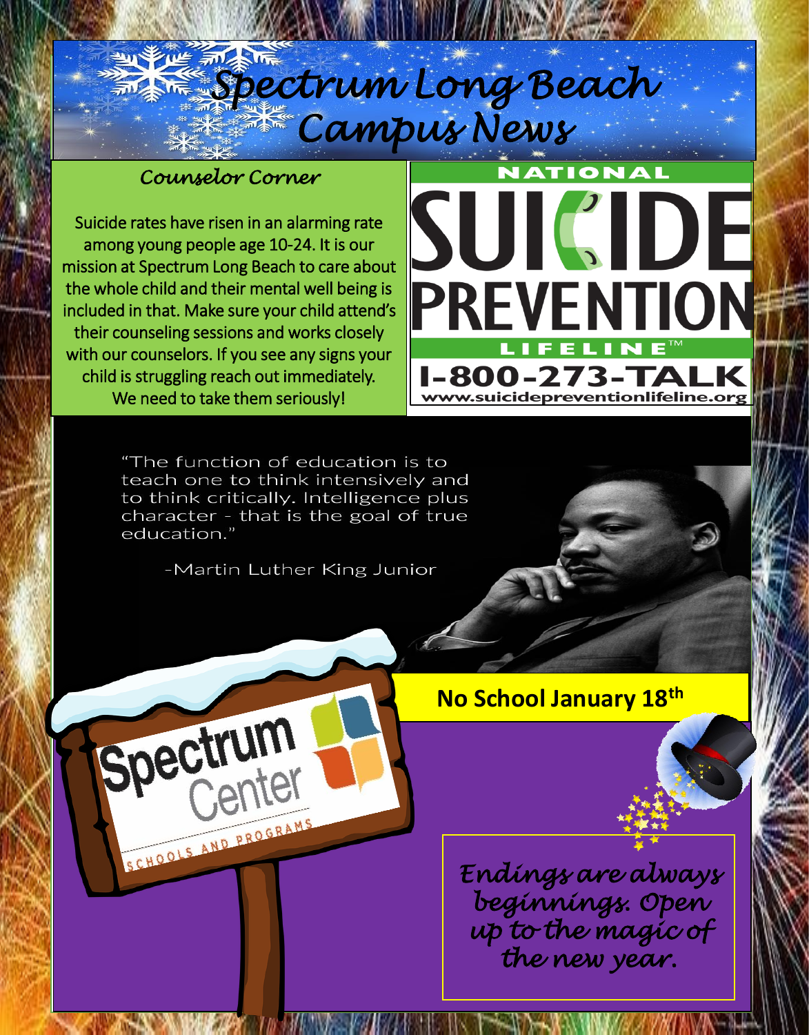# Spectrum Long Beach Campus News

## *Counselor Corner*

Suicide rates have risen in an alarming rate among young people age 10-24. It is our mission at Spectrum Long Beach to care about the whole child and their mental well being is included in that. Make sure your child attend's their counseling sessions and works closely with our counselors. If you see any signs your child is struggling reach out immediately. We need to take them seriously!

NATIONAL SUICIDE PREVENTION LIFELINE™

1-800-273-TALK

www.suicidepreventionlifeline.org

"The function of education is to teach one to think intensively and to think critically. Intelligence plus character - that is the goal of true education."

-Martin Luther King Junior

Spectrum Center

SCHOOLS AND PROGRAMS

**No School January 18th**

*Endings are always beginnings. Open up to the magic of the new year.*